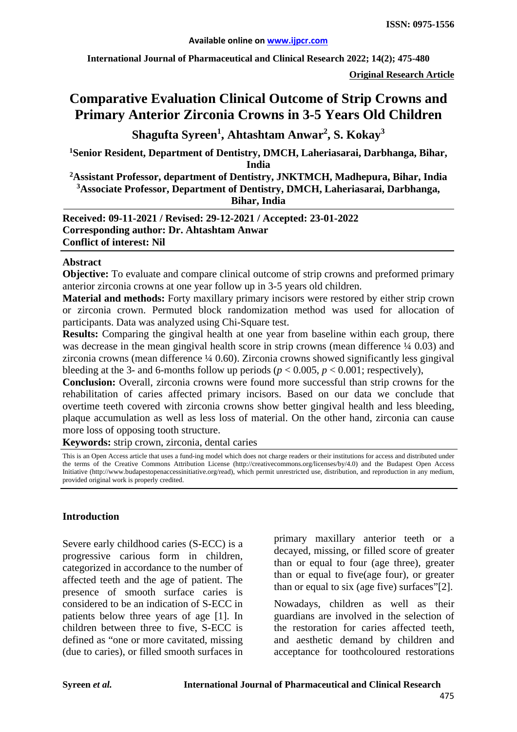ISSN: 0975-1556

**Available online on www.ijpcr.com**

**International Journal of Pharmaceutical and Clinical Research 2022; 14(2); 475-480**

**Original Research Article**

# Comparative Evaluation Clinical Outcome of Strip Crowns and Primary Anterior Zirconia Crowns in 3-5 Years Old Children

**Shagufta Syreen[1], Ahtashtam Anwar[2], S. Kokay[3]**

**[1]Senior Resident, Department of Dentistry, DMCH, Laheriasarai, Darbhanga, Bihar, India**

**[2]Assistant Professor, department of Dentistry, JNKTMCH, Madhepura, Bihar, India**

**[3]Associate Professor, Department of Dentistry, DMCH, Laheriasarai, Darbhanga, Bihar, India**

**Received: 09-11-2021 / Revised: 29-12-2021 / Accepted: 23-01-2022**
**Corresponding author: Dr. Ahtashtam Anwar**
**Conflict of interest: Nil**

## Abstract

**Objective:** To evaluate and compare clinical outcome of strip crowns and preformed primary anterior zirconia crowns at one year follow up in 3-5 years old children.

**Material and methods:** Forty maxillary primary incisors were restored by either strip crown or zirconia crown. Permuted block randomization method was used for allocation of participants. Data was analyzed using Chi-Square test.

**Results:** Comparing the gingival health at one year from baseline within each group, there was decrease in the mean gingival health score in strip crowns (mean difference ¼ 0.03) and zirconia crowns (mean difference ¼ 0.60). Zirconia crowns showed significantly less gingival bleeding at the 3- and 6-months follow up periods ($p < 0.005$, $p < 0.001$; respectively),

**Conclusion:** Overall, zirconia crowns were found more successful than strip crowns for the rehabilitation of caries affected primary incisors. Based on our data we conclude that overtime teeth covered with zirconia crowns show better gingival health and less bleeding, plaque accumulation as well as less loss of material. On the other hand, zirconia can cause more loss of opposing tooth structure.

**Keywords:** strip crown, zirconia, dental caries

This is an Open Access article that uses a fund-ing model which does not charge readers or their institutions for access and distributed under the terms of the Creative Commons Attribution License (http://creativecommons.org/licenses/by/4.0) and the Budapest Open Access Initiative (http://www.budapestopenaccessinitiative.org/read), which permit unrestricted use, distribution, and reproduction in any medium, provided original work is properly credited.

## Introduction

Severe early childhood caries (S-ECC) is a progressive carious form in children, categorized in accordance to the number of affected teeth and the age of patient. The presence of smooth surface caries is considered to be an indication of S-ECC in patients below three years of age [1]. In children between three to five, S-ECC is defined as "one or more cavitated, missing (due to caries), or filled smooth surfaces in primary maxillary anterior teeth or a decayed, missing, or filled score of greater than or equal to four (age three), greater than or equal to five(age four), or greater than or equal to six (age five) surfaces"[2].

Nowadays, children as well as their guardians are involved in the selection of the restoration for caries affected teeth, and aesthetic demand by children and acceptance for toothcoloured restorations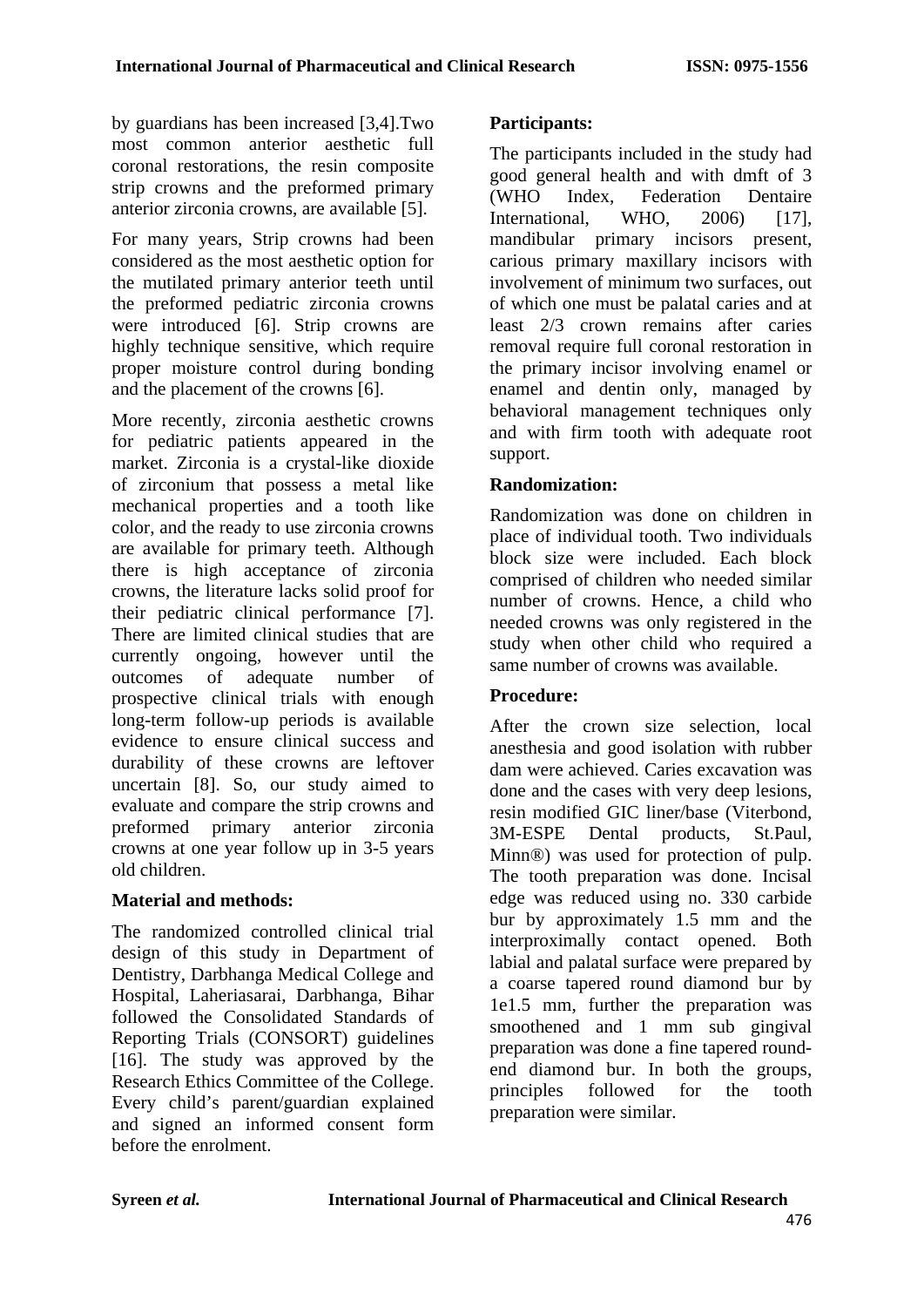by guardians has been increased [3,4].Two most common anterior aesthetic full coronal restorations, the resin composite strip crowns and the preformed primary anterior zirconia crowns, are available [5].

For many years, Strip crowns had been considered as the most aesthetic option for the mutilated primary anterior teeth until the preformed pediatric zirconia crowns were introduced [6]. Strip crowns are highly technique sensitive, which require proper moisture control during bonding and the placement of the crowns [6].

More recently, zirconia aesthetic crowns for pediatric patients appeared in the market. Zirconia is a crystal-like dioxide of zirconium that possess a metal like mechanical properties and a tooth like color, and the ready to use zirconia crowns are available for primary teeth. Although there is high acceptance of zirconia crowns, the literature lacks solid proof for their pediatric clinical performance [7]. There are limited clinical studies that are currently ongoing, however until the outcomes of adequate number of prospective clinical trials with enough long-term follow-up periods is available evidence to ensure clinical success and durability of these crowns are leftover uncertain [8]. So, our study aimed to evaluate and compare the strip crowns and preformed primary anterior zirconia crowns at one year follow up in 3-5 years old children.

**Material and methods:**

The randomized controlled clinical trial design of this study in Department of Dentistry, Darbhanga Medical College and Hospital, Laheriasarai, Darbhanga, Bihar followed the Consolidated Standards of Reporting Trials (CONSORT) guidelines [16]. The study was approved by the Research Ethics Committee of the College. Every child's parent/guardian explained and signed an informed consent form before the enrolment.

**Participants:**

The participants included in the study had good general health and with dmft of 3 (WHO Index, Federation Dentaire International, WHO, 2006) [17], mandibular primary incisors present, carious primary maxillary incisors with involvement of minimum two surfaces, out of which one must be palatal caries and at least 2/3 crown remains after caries removal require full coronal restoration in the primary incisor involving enamel or enamel and dentin only, managed by behavioral management techniques only and with firm tooth with adequate root support.

**Randomization:**

Randomization was done on children in place of individual tooth. Two individuals block size were included. Each block comprised of children who needed similar number of crowns. Hence, a child who needed crowns was only registered in the study when other child who required a same number of crowns was available.

**Procedure:**

After the crown size selection, local anesthesia and good isolation with rubber dam were achieved. Caries excavation was done and the cases with very deep lesions, resin modified GIC liner/base (Viterbond, 3M-ESPE Dental products, St.Paul, Minn®) was used for protection of pulp. The tooth preparation was done. Incisal edge was reduced using no. 330 carbide bur by approximately 1.5 mm and the interproximally contact opened. Both labial and palatal surface were prepared by a coarse tapered round diamond bur by 1e1.5 mm, further the preparation was smoothened and 1 mm sub gingival preparation was done a fine tapered round-end diamond bur. In both the groups, principles followed for the tooth preparation were similar.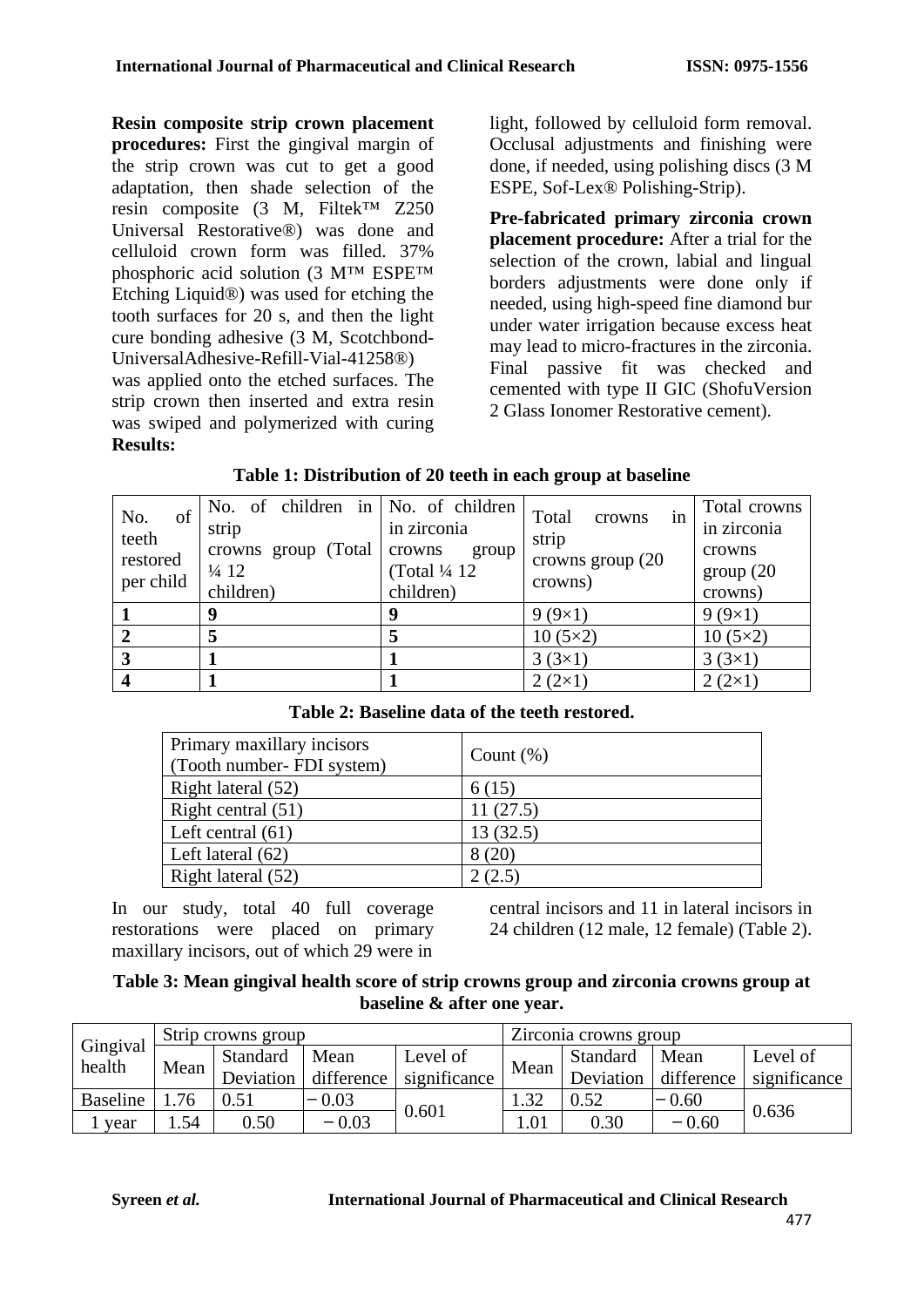**Resin composite strip crown placement procedures:** First the gingival margin of the strip crown was cut to get a good adaptation, then shade selection of the resin composite (3 M, Filtek™ Z250 Universal Restorative®) was done and celluloid crown form was filled. 37% phosphoric acid solution (3 M™ ESPE™ Etching Liquid®) was used for etching the tooth surfaces for 20 s, and then the light cure bonding adhesive (3 M, Scotchbond-UniversalAdhesive-Refill-Vial-41258®) was applied onto the etched surfaces. The strip crown then inserted and extra resin was swiped and polymerized with curing light, followed by celluloid form removal. Occlusal adjustments and finishing were done, if needed, using polishing discs (3 M ESPE, Sof-Lex® Polishing-Strip).

**Pre-fabricated primary zirconia crown placement procedure:** After a trial for the selection of the crown, labial and lingual borders adjustments were done only if needed, using high-speed fine diamond bur under water irrigation because excess heat may lead to micro-fractures in the zirconia. Final passive fit was checked and cemented with type II GIC (ShofuVersion 2 Glass Ionomer Restorative cement).

**Results:**

**Table 1: Distribution of 20 teeth in each group at baseline**

| No. of teeth restored per child | No. of children in strip crowns group (Total ¼ 12 children) | No. of children in zirconia crowns group (Total ¼ 12 children) | Total crowns in strip crowns group (20 crowns) | Total crowns in zirconia crowns group (20 crowns) |
|---|---|---|---|---|
| **1** | **9** | **9** | 9 (9×1) | 9 (9×1) |
| **2** | **5** | **5** | 10 (5×2) | 10 (5×2) |
| **3** | **1** | **1** | 3 (3×1) | 3 (3×1) |
| **4** | **1** | **1** | 2 (2×1) | 2 (2×1) |

**Table 2: Baseline data of the teeth restored.**

| Primary maxillary incisors (Tooth number- FDI system) | Count (%) |
|---|---|
| Right lateral (52) | 6 (15) |
| Right central (51) | 11 (27.5) |
| Left central (61) | 13 (32.5) |
| Left lateral (62) | 8 (20) |
| Right lateral (52) | 2 (2.5) |

In our study, total 40 full coverage restorations were placed on primary maxillary incisors, out of which 29 were in central incisors and 11 in lateral incisors in 24 children (12 male, 12 female) (Table 2).

**Table 3: Mean gingival health score of strip crowns group and zirconia crowns group at baseline & after one year.**

| Gingival health | Strip crowns group | | | | Zirconia crowns group | | | |
|---|---|---|---|---|---|---|---|---|
| | Mean | Standard Deviation | Mean difference | Level of significance | Mean | Standard Deviation | Mean difference | Level of significance |
| Baseline | 1.76 | 0.51 | − 0.03 | 0.601 | 1.32 | 0.52 | − 0.60 | 0.636 |
| 1 year | 1.54 | 0.50 | − 0.03 | | 1.01 | 0.30 | − 0.60 | |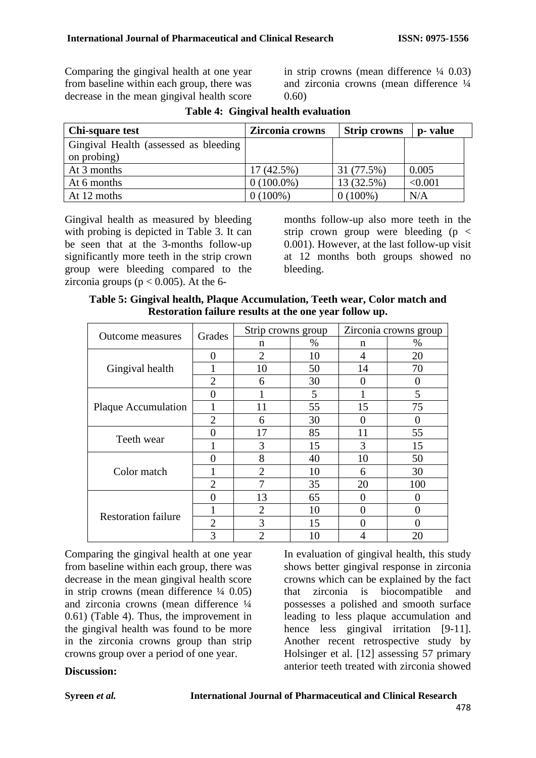Comparing the gingival health at one year from baseline within each group, there was decrease in the mean gingival health score in strip crowns (mean difference ¼ 0.03) and zirconia crowns (mean difference ¼ 0.60)

**Table 4: Gingival health evaluation**

| Chi-square test | Zirconia crowns | Strip crowns | p- value |
|---|---|---|---|
| Gingival Health (assessed as bleeding on probing) | | | |
| At 3 months | 17 (42.5%) | 31 (77.5%) | 0.005 |
| At 6 months | 0 (100.0%) | 13 (32.5%) | <0.001 |
| At 12 moths | 0 (100%) | 0 (100%) | N/A |

Gingival health as measured by bleeding with probing is depicted in Table 3. It can be seen that at the 3-months follow-up significantly more teeth in the strip crown group were bleeding compared to the zirconia groups ($p < 0.005$). At the 6-months follow-up also more teeth in the strip crown group were bleeding ($p < 0.001$). However, at the last follow-up visit at 12 months both groups showed no bleeding.

**Table 5: Gingival health, Plaque Accumulation, Teeth wear, Color match and Restoration failure results at the one year follow up.**

| Outcome measures | Grades | Strip crowns group | | Zirconia crowns group | |
|---|---|---|---|---|---|
| | | n | % | n | % |
| Gingival health | 0 | 2 | 10 | 4 | 20 |
| | 1 | 10 | 50 | 14 | 70 |
| | 2 | 6 | 30 | 0 | 0 |
| Plaque Accumulation | 0 | 1 | 5 | 1 | 5 |
| | 1 | 11 | 55 | 15 | 75 |
| | 2 | 6 | 30 | 0 | 0 |
| Teeth wear | 0 | 17 | 85 | 11 | 55 |
| | 1 | 3 | 15 | 3 | 15 |
| Color match | 0 | 8 | 40 | 10 | 50 |
| | 1 | 2 | 10 | 6 | 30 |
| | 2 | 7 | 35 | 20 | 100 |
| Restoration failure | 0 | 13 | 65 | 0 | 0 |
| | 1 | 2 | 10 | 0 | 0 |
| | 2 | 3 | 15 | 0 | 0 |
| | 3 | 2 | 10 | 4 | 20 |

Comparing the gingival health at one year from baseline within each group, there was decrease in the mean gingival health score in strip crowns (mean difference ¼ 0.05) and zirconia crowns (mean difference ¼ 0.61) (Table 4). Thus, the improvement in the gingival health was found to be more in the zirconia crowns group than strip crowns group over a period of one year.

## Discussion:

In evaluation of gingival health, this study shows better gingival response in zirconia crowns which can be explained by the fact that zirconia is biocompatible and possesses a polished and smooth surface leading to less plaque accumulation and hence less gingival irritation [9-11]. Another recent retrospective study by Holsinger et al. [12] assessing 57 primary anterior teeth treated with zirconia showed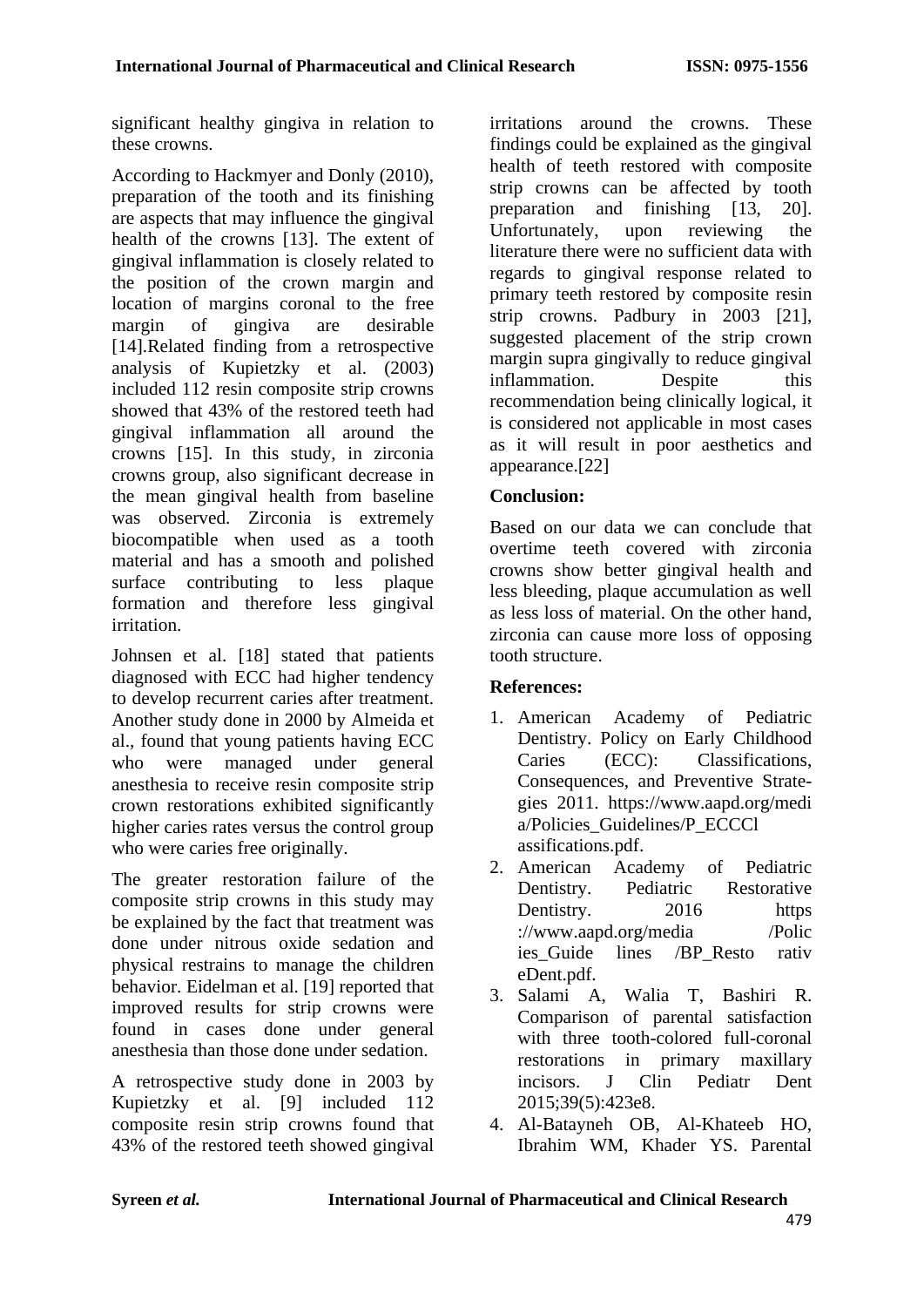significant healthy gingiva in relation to these crowns.

According to Hackmyer and Donly (2010), preparation of the tooth and its finishing are aspects that may influence the gingival health of the crowns [13]. The extent of gingival inflammation is closely related to the position of the crown margin and location of margins coronal to the free margin of gingiva are desirable [14].Related finding from a retrospective analysis of Kupietzky et al. (2003) included 112 resin composite strip crowns showed that 43% of the restored teeth had gingival inflammation all around the crowns [15]. In this study, in zirconia crowns group, also significant decrease in the mean gingival health from baseline was observed. Zirconia is extremely biocompatible when used as a tooth material and has a smooth and polished surface contributing to less plaque formation and therefore less gingival irritation.

Johnsen et al. [18] stated that patients diagnosed with ECC had higher tendency to develop recurrent caries after treatment. Another study done in 2000 by Almeida et al., found that young patients having ECC who were managed under general anesthesia to receive resin composite strip crown restorations exhibited significantly higher caries rates versus the control group who were caries free originally.

The greater restoration failure of the composite strip crowns in this study may be explained by the fact that treatment was done under nitrous oxide sedation and physical restrains to manage the children behavior. Eidelman et al. [19] reported that improved results for strip crowns were found in cases done under general anesthesia than those done under sedation.

A retrospective study done in 2003 by Kupietzky et al. [9] included 112 composite resin strip crowns found that 43% of the restored teeth showed gingival irritations around the crowns. These findings could be explained as the gingival health of teeth restored with composite strip crowns can be affected by tooth preparation and finishing [13, 20]. Unfortunately, upon reviewing the literature there were no sufficient data with regards to gingival response related to primary teeth restored by composite resin strip crowns. Padbury in 2003 [21], suggested placement of the strip crown margin supra gingivally to reduce gingival inflammation. Despite this recommendation being clinically logical, it is considered not applicable in most cases as it will result in poor aesthetics and appearance.[22]

## Conclusion:

Based on our data we can conclude that overtime teeth covered with zirconia crowns show better gingival health and less bleeding, plaque accumulation as well as less loss of material. On the other hand, zirconia can cause more loss of opposing tooth structure.

## References:

1. American Academy of Pediatric Dentistry. Policy on Early Childhood Caries (ECC): Classifications, Consequences, and Preventive Strategies 2011. https://www.aapd.org/media/Policies_Guidelines/P_ECCClassifications.pdf.
2. American Academy of Pediatric Dentistry. Pediatric Restorative Dentistry. 2016 https://www.aapd.org/media/Policies_Guidelines/BP_RestorativeDent.pdf.
3. Salami A, Walia T, Bashiri R. Comparison of parental satisfaction with three tooth-colored full-coronal restorations in primary maxillary incisors. J Clin Pediatr Dent 2015;39(5):423e8.
4. Al-Batayneh OB, Al-Khateeb HO, Ibrahim WM, Khader YS. Parental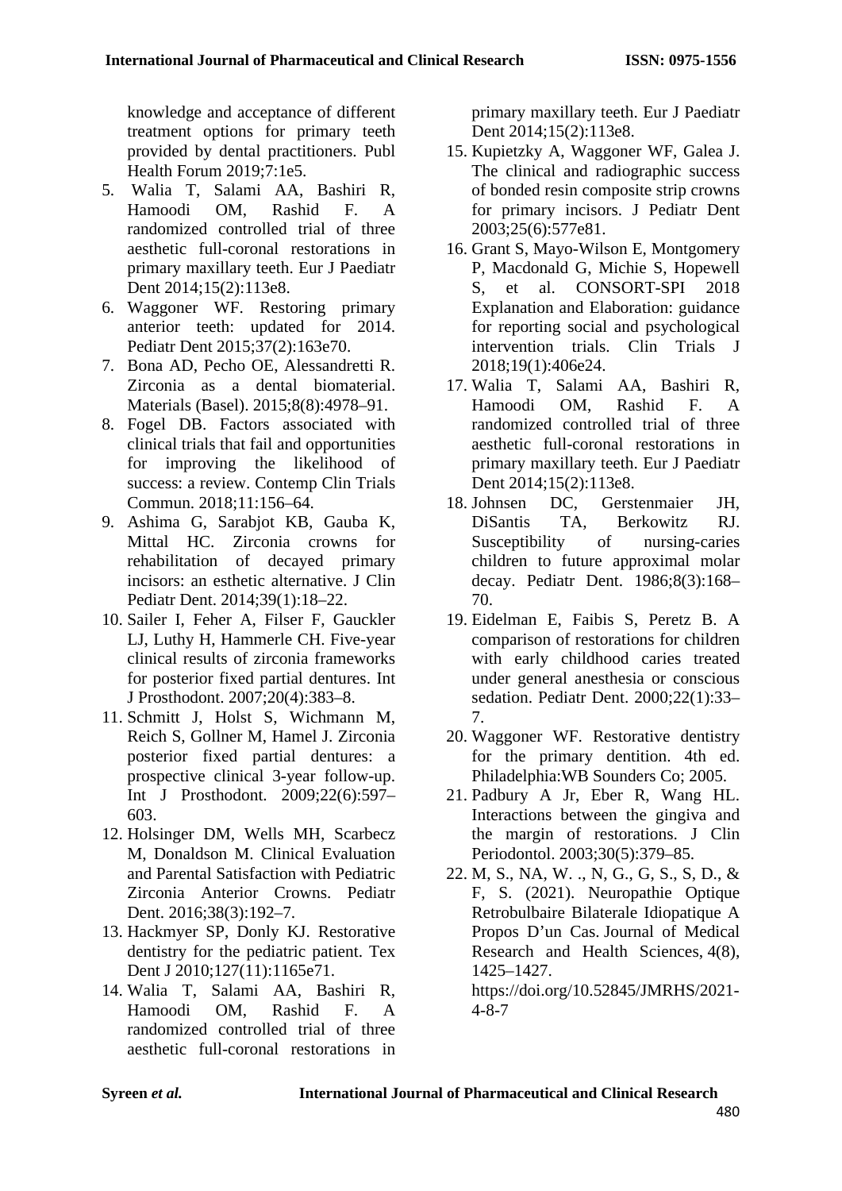knowledge and acceptance of different treatment options for primary teeth provided by dental practitioners. Publ Health Forum 2019;7:1e5.

5. Walia T, Salami AA, Bashiri R, Hamoodi OM, Rashid F. A randomized controlled trial of three aesthetic full-coronal restorations in primary maxillary teeth. Eur J Paediatr Dent 2014;15(2):113e8.
6. Waggoner WF. Restoring primary anterior teeth: updated for 2014. Pediatr Dent 2015;37(2):163e70.
7. Bona AD, Pecho OE, Alessandretti R. Zirconia as a dental biomaterial. Materials (Basel). 2015;8(8):4978–91.
8. Fogel DB. Factors associated with clinical trials that fail and opportunities for improving the likelihood of success: a review. Contemp Clin Trials Commun. 2018;11:156–64.
9. Ashima G, Sarabjot KB, Gauba K, Mittal HC. Zirconia crowns for rehabilitation of decayed primary incisors: an esthetic alternative. J Clin Pediatr Dent. 2014;39(1):18–22.
10. Sailer I, Feher A, Filser F, Gauckler LJ, Luthy H, Hammerle CH. Five-year clinical results of zirconia frameworks for posterior fixed partial dentures. Int J Prosthodont. 2007;20(4):383–8.
11. Schmitt J, Holst S, Wichmann M, Reich S, Gollner M, Hamel J. Zirconia posterior fixed partial dentures: a prospective clinical 3-year follow-up. Int J Prosthodont. 2009;22(6):597–603.
12. Holsinger DM, Wells MH, Scarbecz M, Donaldson M. Clinical Evaluation and Parental Satisfaction with Pediatric Zirconia Anterior Crowns. Pediatr Dent. 2016;38(3):192–7.
13. Hackmyer SP, Donly KJ. Restorative dentistry for the pediatric patient. Tex Dent J 2010;127(11):1165e71.
14. Walia T, Salami AA, Bashiri R, Hamoodi OM, Rashid F. A randomized controlled trial of three aesthetic full-coronal restorations in primary maxillary teeth. Eur J Paediatr Dent 2014;15(2):113e8.
15. Kupietzky A, Waggoner WF, Galea J. The clinical and radiographic success of bonded resin composite strip crowns for primary incisors. J Pediatr Dent 2003;25(6):577e81.
16. Grant S, Mayo-Wilson E, Montgomery P, Macdonald G, Michie S, Hopewell S, et al. CONSORT-SPI 2018 Explanation and Elaboration: guidance for reporting social and psychological intervention trials. Clin Trials J 2018;19(1):406e24.
17. Walia T, Salami AA, Bashiri R, Hamoodi OM, Rashid F. A randomized controlled trial of three aesthetic full-coronal restorations in primary maxillary teeth. Eur J Paediatr Dent 2014;15(2):113e8.
18. Johnsen DC, Gerstenmaier JH, DiSantis TA, Berkowitz RJ. Susceptibility of nursing-caries children to future approximal molar decay. Pediatr Dent. 1986;8(3):168–70.
19. Eidelman E, Faibis S, Peretz B. A comparison of restorations for children with early childhood caries treated under general anesthesia or conscious sedation. Pediatr Dent. 2000;22(1):33–7.
20. Waggoner WF. Restorative dentistry for the primary dentition. 4th ed. Philadelphia:WB Sounders Co; 2005.
21. Padbury A Jr, Eber R, Wang HL. Interactions between the gingiva and the margin of restorations. J Clin Periodontol. 2003;30(5):379–85.
22. M, S., NA, W. ., N, G., G, S., S, D., & F, S. (2021). Neuropathie Optique Retrobulbaire Bilaterale Idiopatique A Propos D'un Cas. Journal of Medical Research and Health Sciences, 4(8), 1425–1427. https://doi.org/10.52845/JMRHS/2021-4-8-7